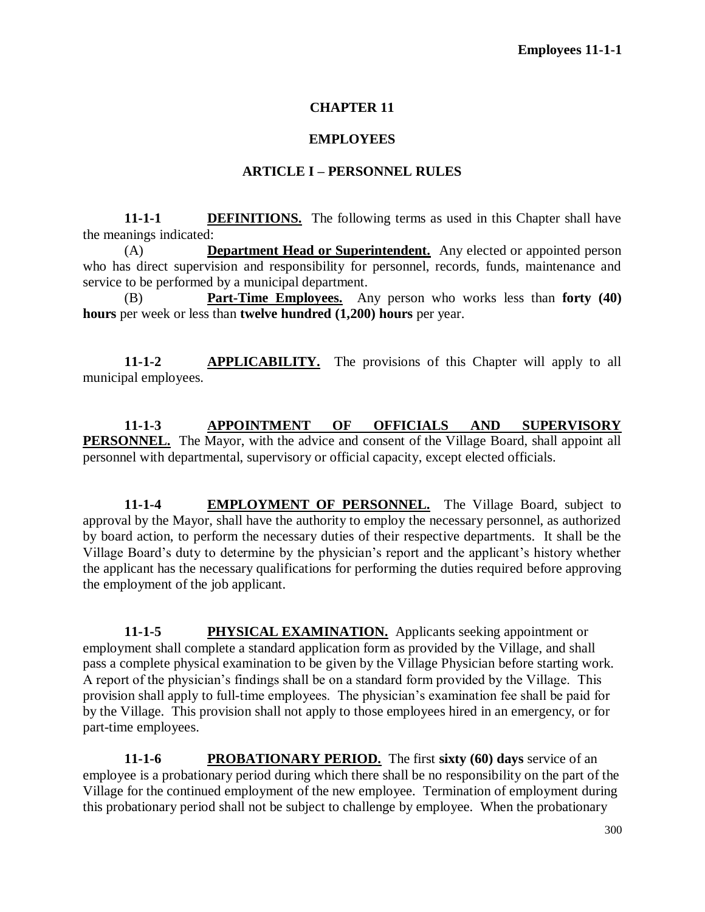# CHAPTER 11

## EMPLOYEES

### ARTICLE I – PERSONNEL RULES

**11-1-1 DEFINITIONS.** The following terms as used in this Chapter shall have the meanings indicated:

(A) **Department Head or Superintendent.** Any elected or appointed person who has direct supervision and responsibility for personnel, records, funds, maintenance and service to be performed by a municipal department.

(B) **Part-Time Employees.** Any person who works less than **forty (40) hours** per week or less than **twelve hundred (1,200) hours** per year.

**11-1-2 APPLICABILITY.** The provisions of this Chapter will apply to all municipal employees.

**11-1-3 APPOINTMENT OF OFFICIALS AND SUPERVISORY PERSONNEL.** The Mayor, with the advice and consent of the Village Board, shall appoint all personnel with departmental, supervisory or official capacity, except elected officials.

**11-1-4 EMPLOYMENT OF PERSONNEL.** The Village Board, subject to approval by the Mayor, shall have the authority to employ the necessary personnel, as authorized by board action, to perform the necessary duties of their respective departments. It shall be the Village Board's duty to determine by the physician's report and the applicant's history whether the applicant has the necessary qualifications for performing the duties required before approving the employment of the job applicant.

**11-1-5 PHYSICAL EXAMINATION.** Applicants seeking appointment or employment shall complete a standard application form as provided by the Village, and shall pass a complete physical examination to be given by the Village Physician before starting work. A report of the physician's findings shall be on a standard form provided by the Village. This provision shall apply to full-time employees. The physician's examination fee shall be paid for by the Village. This provision shall not apply to those employees hired in an emergency, or for part-time employees.

**11-1-6 PROBATIONARY PERIOD.** The first **sixty (60) days** service of an employee is a probationary period during which there shall be no responsibility on the part of the Village for the continued employment of the new employee. Termination of employment during this probationary period shall not be subject to challenge by employee. When the probationary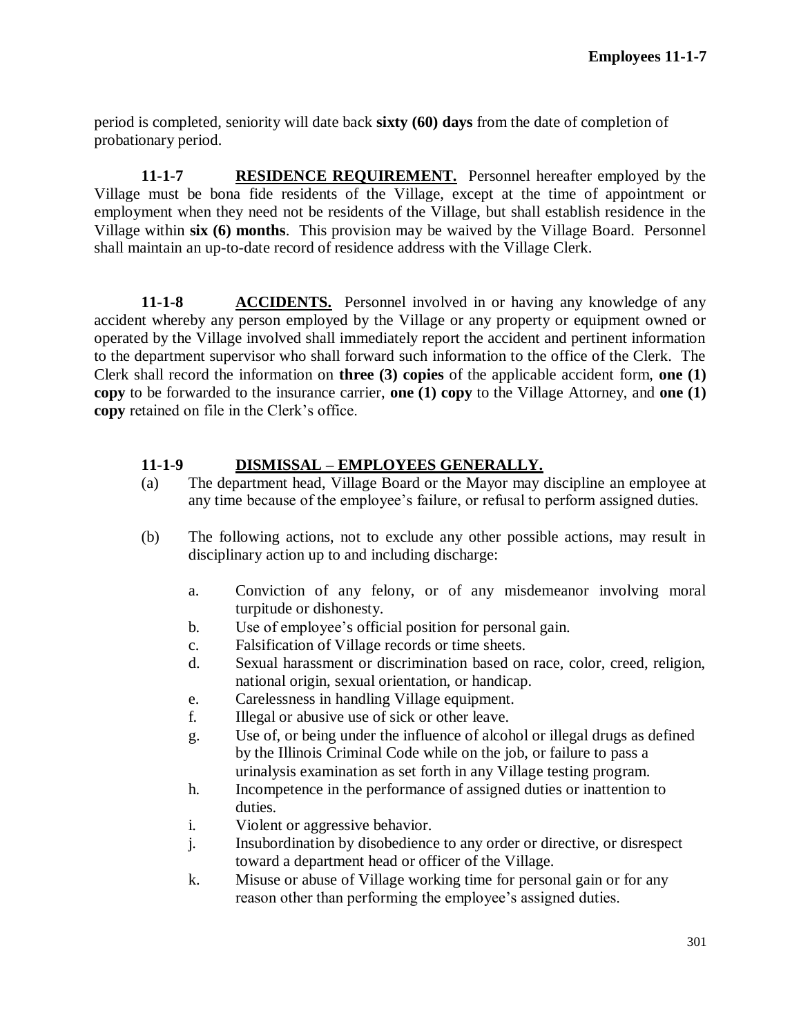period is completed, seniority will date back **sixty (60) days** from the date of completion of probationary period.

**11-1-7** **RESIDENCE REQUIREMENT.** Personnel hereafter employed by the Village must be bona fide residents of the Village, except at the time of appointment or employment when they need not be residents of the Village, but shall establish residence in the Village within **six (6) months**. This provision may be waived by the Village Board. Personnel shall maintain an up-to-date record of residence address with the Village Clerk.

**11-1-8** **ACCIDENTS.** Personnel involved in or having any knowledge of any accident whereby any person employed by the Village or any property or equipment owned or operated by the Village involved shall immediately report the accident and pertinent information to the department supervisor who shall forward such information to the office of the Clerk. The Clerk shall record the information on **three (3) copies** of the applicable accident form, **one (1) copy** to be forwarded to the insurance carrier, **one (1) copy** to the Village Attorney, and **one (1) copy** retained on file in the Clerk's office.

**11-1-9** **DISMISSAL – EMPLOYEES GENERALLY.**

(a) The department head, Village Board or the Mayor may discipline an employee at any time because of the employee's failure, or refusal to perform assigned duties.

(b) The following actions, not to exclude any other possible actions, may result in disciplinary action up to and including discharge:

a. Conviction of any felony, or of any misdemeanor involving moral turpitude or dishonesty.
b. Use of employee's official position for personal gain.
c. Falsification of Village records or time sheets.
d. Sexual harassment or discrimination based on race, color, creed, religion, national origin, sexual orientation, or handicap.
e. Carelessness in handling Village equipment.
f. Illegal or abusive use of sick or other leave.
g. Use of, or being under the influence of alcohol or illegal drugs as defined by the Illinois Criminal Code while on the job, or failure to pass a urinalysis examination as set forth in any Village testing program.
h. Incompetence in the performance of assigned duties or inattention to duties.
i. Violent or aggressive behavior.
j. Insubordination by disobedience to any order or directive, or disrespect toward a department head or officer of the Village.
k. Misuse or abuse of Village working time for personal gain or for any reason other than performing the employee's assigned duties.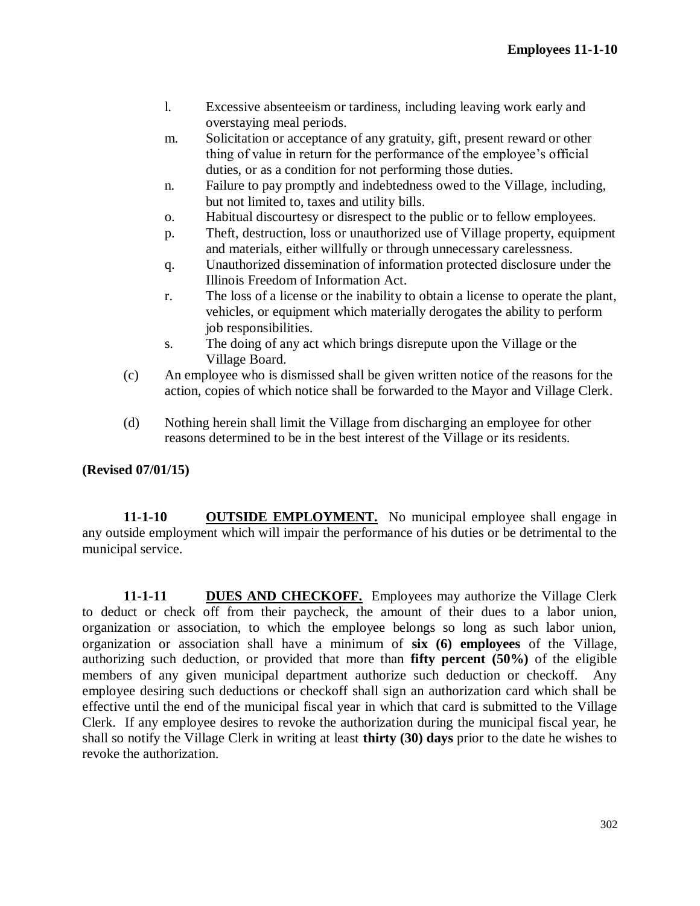l. Excessive absenteeism or tardiness, including leaving work early and overstaying meal periods.

m. Solicitation or acceptance of any gratuity, gift, present reward or other thing of value in return for the performance of the employee's official duties, or as a condition for not performing those duties.

n. Failure to pay promptly and indebtedness owed to the Village, including, but not limited to, taxes and utility bills.

o. Habitual discourtesy or disrespect to the public or to fellow employees.

p. Theft, destruction, loss or unauthorized use of Village property, equipment and materials, either willfully or through unnecessary carelessness.

q. Unauthorized dissemination of information protected disclosure under the Illinois Freedom of Information Act.

r. The loss of a license or the inability to obtain a license to operate the plant, vehicles, or equipment which materially derogates the ability to perform job responsibilities.

s. The doing of any act which brings disrepute upon the Village or the Village Board.

(c) An employee who is dismissed shall be given written notice of the reasons for the action, copies of which notice shall be forwarded to the Mayor and Village Clerk.

(d) Nothing herein shall limit the Village from discharging an employee for other reasons determined to be in the best interest of the Village or its residents.

**(Revised 07/01/15)**

**11-1-10 OUTSIDE EMPLOYMENT.** No municipal employee shall engage in any outside employment which will impair the performance of his duties or be detrimental to the municipal service.

**11-1-11 DUES AND CHECKOFF.** Employees may authorize the Village Clerk to deduct or check off from their paycheck, the amount of their dues to a labor union, organization or association, to which the employee belongs so long as such labor union, organization or association shall have a minimum of **six (6) employees** of the Village, authorizing such deduction, or provided that more than **fifty percent (50%)** of the eligible members of any given municipal department authorize such deduction or checkoff. Any employee desiring such deductions or checkoff shall sign an authorization card which shall be effective until the end of the municipal fiscal year in which that card is submitted to the Village Clerk. If any employee desires to revoke the authorization during the municipal fiscal year, he shall so notify the Village Clerk in writing at least **thirty (30) days** prior to the date he wishes to revoke the authorization.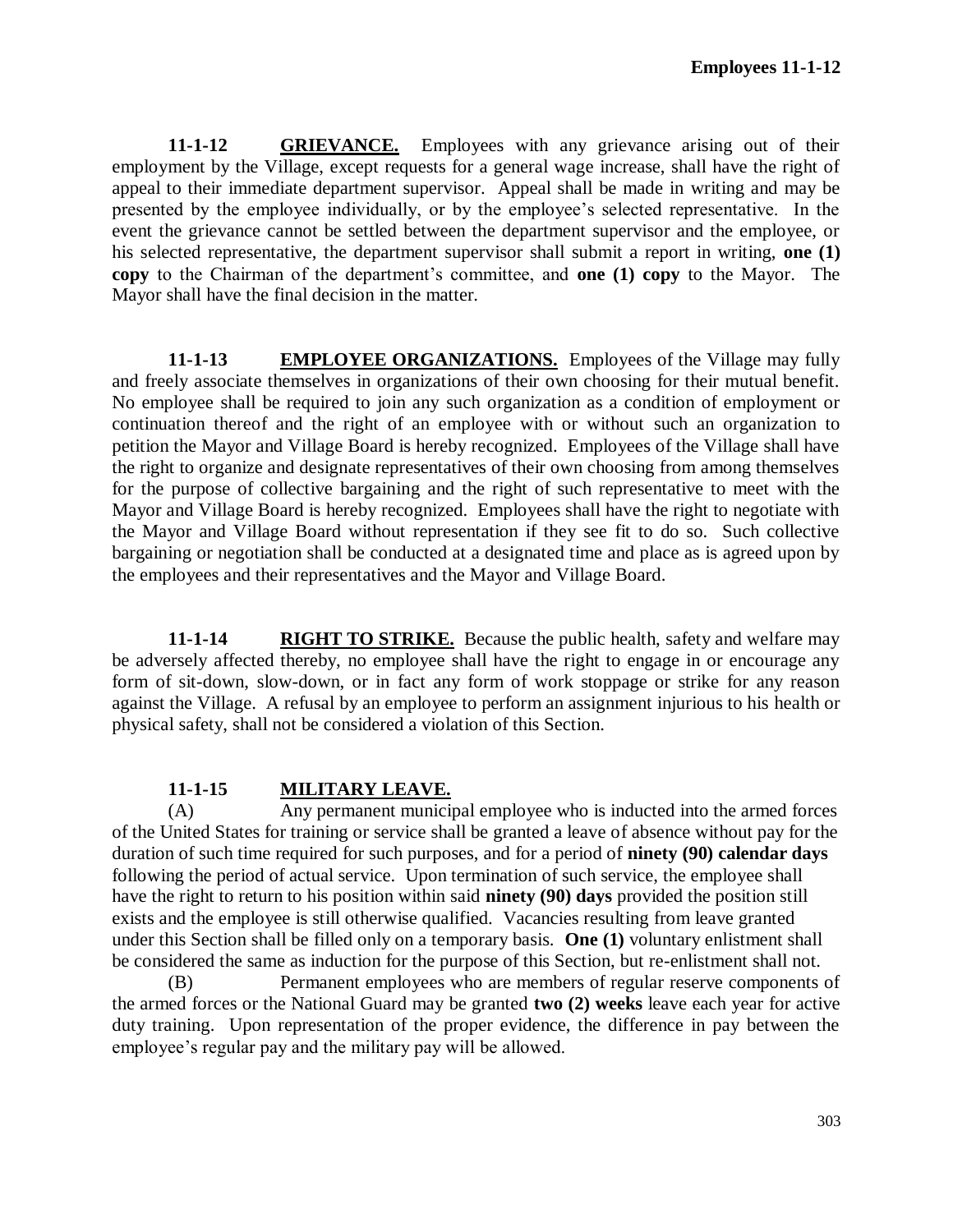**11-1-12 <u>GRIEVANCE.</u>** Employees with any grievance arising out of their employment by the Village, except requests for a general wage increase, shall have the right of appeal to their immediate department supervisor. Appeal shall be made in writing and may be presented by the employee individually, or by the employee's selected representative. In the event the grievance cannot be settled between the department supervisor and the employee, or his selected representative, the department supervisor shall submit a report in writing, **one (1) copy** to the Chairman of the department's committee, and **one (1) copy** to the Mayor. The Mayor shall have the final decision in the matter.

**11-1-13 <u>EMPLOYEE ORGANIZATIONS.</u>** Employees of the Village may fully and freely associate themselves in organizations of their own choosing for their mutual benefit. No employee shall be required to join any such organization as a condition of employment or continuation thereof and the right of an employee with or without such an organization to petition the Mayor and Village Board is hereby recognized. Employees of the Village shall have the right to organize and designate representatives of their own choosing from among themselves for the purpose of collective bargaining and the right of such representative to meet with the Mayor and Village Board is hereby recognized. Employees shall have the right to negotiate with the Mayor and Village Board without representation if they see fit to do so. Such collective bargaining or negotiation shall be conducted at a designated time and place as is agreed upon by the employees and their representatives and the Mayor and Village Board.

**11-1-14 <u>RIGHT TO STRIKE.</u>** Because the public health, safety and welfare may be adversely affected thereby, no employee shall have the right to engage in or encourage any form of sit-down, slow-down, or in fact any form of work stoppage or strike for any reason against the Village. A refusal by an employee to perform an assignment injurious to his health or physical safety, shall not be considered a violation of this Section.

**11-1-15 <u>MILITARY LEAVE.</u>**

(A) Any permanent municipal employee who is inducted into the armed forces of the United States for training or service shall be granted a leave of absence without pay for the duration of such time required for such purposes, and for a period of **ninety (90) calendar days** following the period of actual service. Upon termination of such service, the employee shall have the right to return to his position within said **ninety (90) days** provided the position still exists and the employee is still otherwise qualified. Vacancies resulting from leave granted under this Section shall be filled only on a temporary basis. **One (1)** voluntary enlistment shall be considered the same as induction for the purpose of this Section, but re-enlistment shall not.

(B) Permanent employees who are members of regular reserve components of the armed forces or the National Guard may be granted **two (2) weeks** leave each year for active duty training. Upon representation of the proper evidence, the difference in pay between the employee's regular pay and the military pay will be allowed.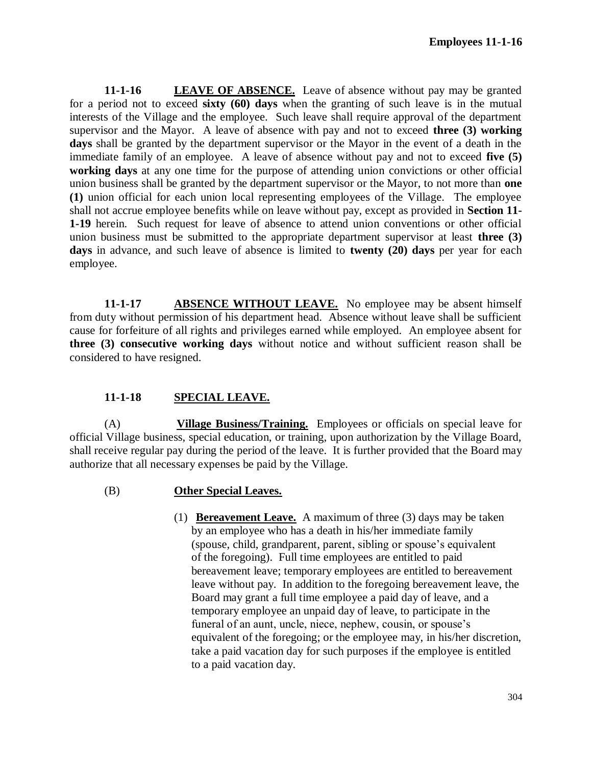**11-1-16 LEAVE OF ABSENCE.** Leave of absence without pay may be granted for a period not to exceed **sixty (60) days** when the granting of such leave is in the mutual interests of the Village and the employee. Such leave shall require approval of the department supervisor and the Mayor. A leave of absence with pay and not to exceed **three (3) working days** shall be granted by the department supervisor or the Mayor in the event of a death in the immediate family of an employee. A leave of absence without pay and not to exceed **five (5) working days** at any one time for the purpose of attending union convictions or other official union business shall be granted by the department supervisor or the Mayor, to not more than **one (1)** union official for each union local representing employees of the Village. The employee shall not accrue employee benefits while on leave without pay, except as provided in **Section 11-1-19** herein. Such request for leave of absence to attend union conventions or other official union business must be submitted to the appropriate department supervisor at least **three (3) days** in advance, and such leave of absence is limited to **twenty (20) days** per year for each employee.

**11-1-17 ABSENCE WITHOUT LEAVE.** No employee may be absent himself from duty without permission of his department head. Absence without leave shall be sufficient cause for forfeiture of all rights and privileges earned while employed. An employee absent for **three (3) consecutive working days** without notice and without sufficient reason shall be considered to have resigned.

**11-1-18 SPECIAL LEAVE.**

(A) **Village Business/Training.** Employees or officials on special leave for official Village business, special education, or training, upon authorization by the Village Board, shall receive regular pay during the period of the leave. It is further provided that the Board may authorize that all necessary expenses be paid by the Village.

(B) **Other Special Leaves.**

(1) **Bereavement Leave.** A maximum of three (3) days may be taken by an employee who has a death in his/her immediate family (spouse, child, grandparent, parent, sibling or spouse's equivalent of the foregoing). Full time employees are entitled to paid bereavement leave; temporary employees are entitled to bereavement leave without pay. In addition to the foregoing bereavement leave, the Board may grant a full time employee a paid day of leave, and a temporary employee an unpaid day of leave, to participate in the funeral of an aunt, uncle, niece, nephew, cousin, or spouse's equivalent of the foregoing; or the employee may, in his/her discretion, take a paid vacation day for such purposes if the employee is entitled to a paid vacation day.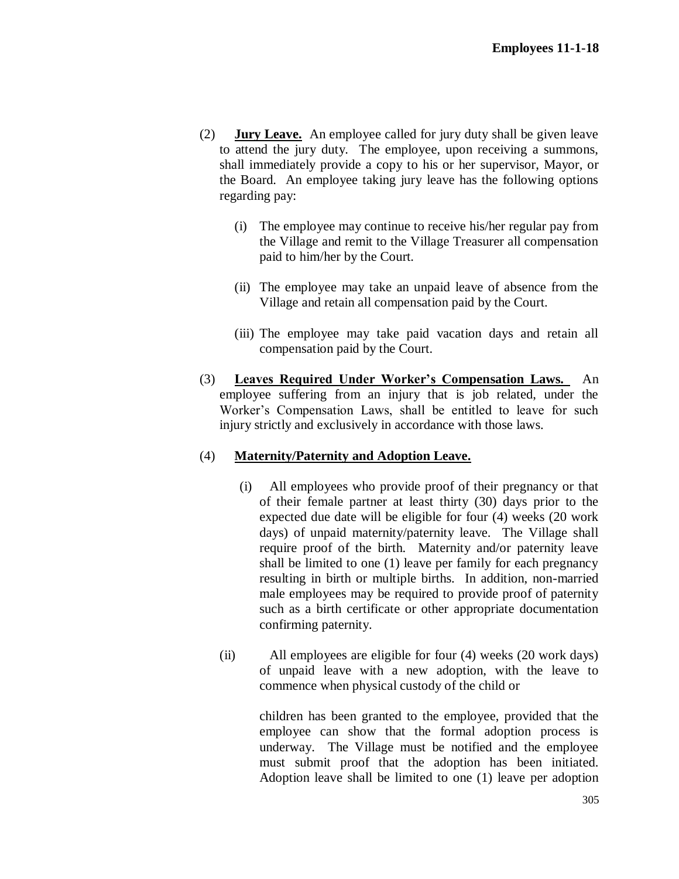(2) **Jury Leave.** An employee called for jury duty shall be given leave to attend the jury duty. The employee, upon receiving a summons, shall immediately provide a copy to his or her supervisor, Mayor, or the Board. An employee taking jury leave has the following options regarding pay:

(i) The employee may continue to receive his/her regular pay from the Village and remit to the Village Treasurer all compensation paid to him/her by the Court.

(ii) The employee may take an unpaid leave of absence from the Village and retain all compensation paid by the Court.

(iii) The employee may take paid vacation days and retain all compensation paid by the Court.

(3) **Leaves Required Under Worker's Compensation Laws.** An employee suffering from an injury that is job related, under the Worker's Compensation Laws, shall be entitled to leave for such injury strictly and exclusively in accordance with those laws.

(4) **Maternity/Paternity and Adoption Leave.**

(i) All employees who provide proof of their pregnancy or that of their female partner at least thirty (30) days prior to the expected due date will be eligible for four (4) weeks (20 work days) of unpaid maternity/paternity leave. The Village shall require proof of the birth. Maternity and/or paternity leave shall be limited to one (1) leave per family for each pregnancy resulting in birth or multiple births. In addition, non-married male employees may be required to provide proof of paternity such as a birth certificate or other appropriate documentation confirming paternity.

(ii) All employees are eligible for four (4) weeks (20 work days) of unpaid leave with a new adoption, with the leave to commence when physical custody of the child or

children has been granted to the employee, provided that the employee can show that the formal adoption process is underway. The Village must be notified and the employee must submit proof that the adoption has been initiated. Adoption leave shall be limited to one (1) leave per adoption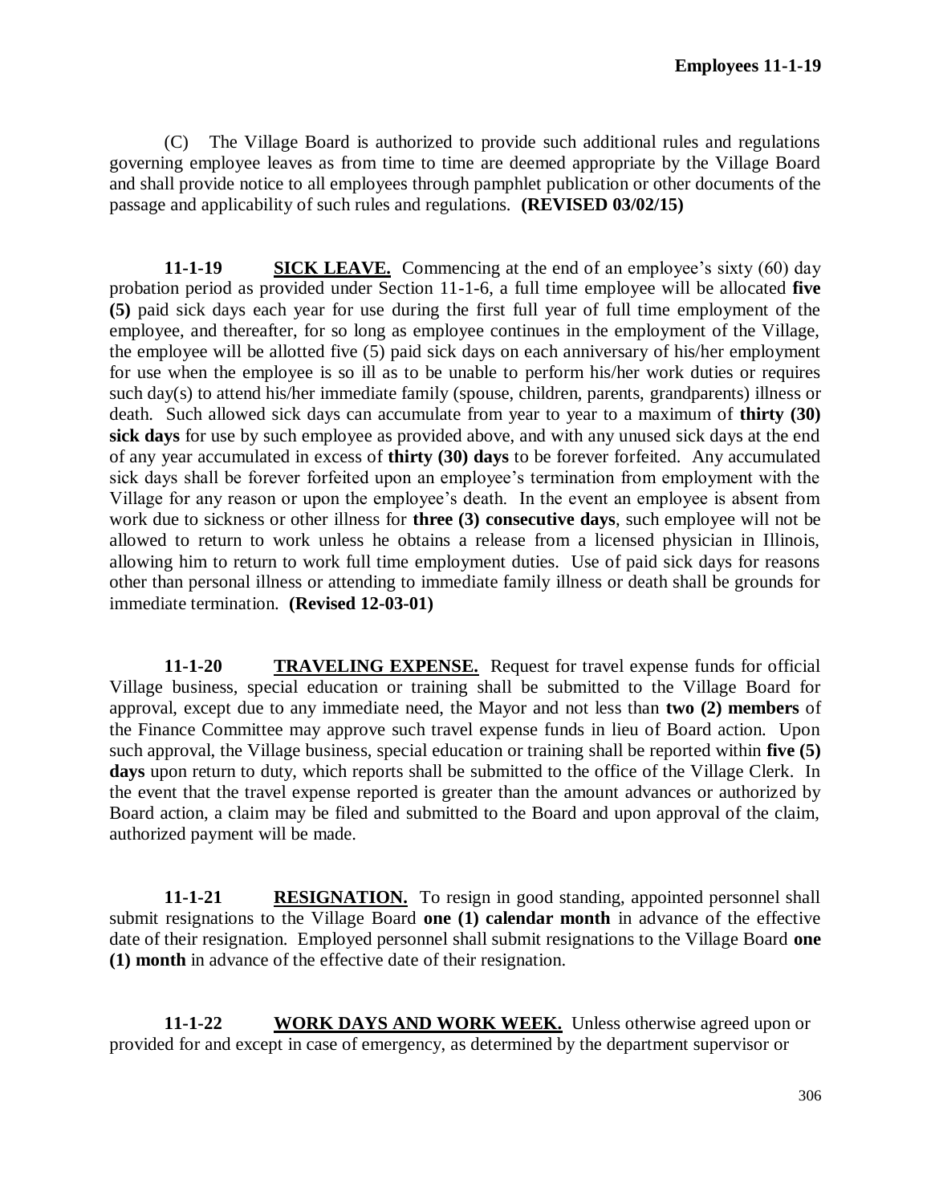(C) The Village Board is authorized to provide such additional rules and regulations governing employee leaves as from time to time are deemed appropriate by the Village Board and shall provide notice to all employees through pamphlet publication or other documents of the passage and applicability of such rules and regulations. **(REVISED 03/02/15)**

**11-1-19 SICK LEAVE.** Commencing at the end of an employee's sixty (60) day probation period as provided under Section 11-1-6, a full time employee will be allocated **five (5)** paid sick days each year for use during the first full year of full time employment of the employee, and thereafter, for so long as employee continues in the employment of the Village, the employee will be allotted five (5) paid sick days on each anniversary of his/her employment for use when the employee is so ill as to be unable to perform his/her work duties or requires such day(s) to attend his/her immediate family (spouse, children, parents, grandparents) illness or death. Such allowed sick days can accumulate from year to year to a maximum of **thirty (30) sick days** for use by such employee as provided above, and with any unused sick days at the end of any year accumulated in excess of **thirty (30) days** to be forever forfeited. Any accumulated sick days shall be forever forfeited upon an employee's termination from employment with the Village for any reason or upon the employee's death. In the event an employee is absent from work due to sickness or other illness for **three (3) consecutive days**, such employee will not be allowed to return to work unless he obtains a release from a licensed physician in Illinois, allowing him to return to work full time employment duties. Use of paid sick days for reasons other than personal illness or attending to immediate family illness or death shall be grounds for immediate termination. **(Revised 12-03-01)**

**11-1-20 TRAVELING EXPENSE.** Request for travel expense funds for official Village business, special education or training shall be submitted to the Village Board for approval, except due to any immediate need, the Mayor and not less than **two (2) members** of the Finance Committee may approve such travel expense funds in lieu of Board action. Upon such approval, the Village business, special education or training shall be reported within **five (5) days** upon return to duty, which reports shall be submitted to the office of the Village Clerk. In the event that the travel expense reported is greater than the amount advances or authorized by Board action, a claim may be filed and submitted to the Board and upon approval of the claim, authorized payment will be made.

**11-1-21 RESIGNATION.** To resign in good standing, appointed personnel shall submit resignations to the Village Board **one (1) calendar month** in advance of the effective date of their resignation. Employed personnel shall submit resignations to the Village Board **one (1) month** in advance of the effective date of their resignation.

**11-1-22 WORK DAYS AND WORK WEEK.** Unless otherwise agreed upon or provided for and except in case of emergency, as determined by the department supervisor or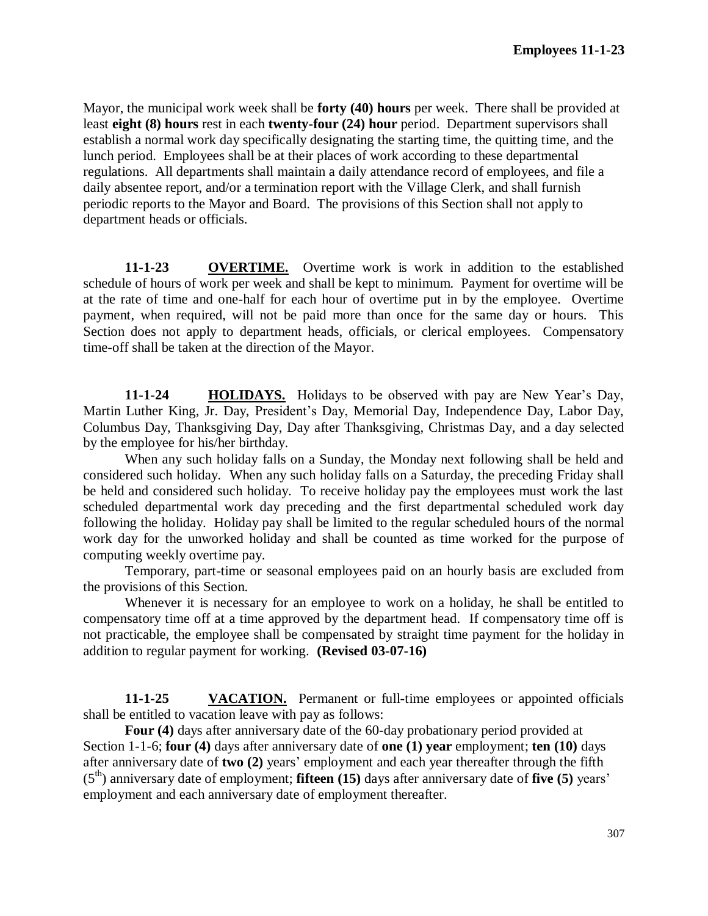Mayor, the municipal work week shall be **forty (40) hours** per week. There shall be provided at least **eight (8) hours** rest in each **twenty-four (24) hour** period. Department supervisors shall establish a normal work day specifically designating the starting time, the quitting time, and the lunch period. Employees shall be at their places of work according to these departmental regulations. All departments shall maintain a daily attendance record of employees, and file a daily absentee report, and/or a termination report with the Village Clerk, and shall furnish periodic reports to the Mayor and Board. The provisions of this Section shall not apply to department heads or officials.

**11-1-23** **OVERTIME.** Overtime work is work in addition to the established schedule of hours of work per week and shall be kept to minimum. Payment for overtime will be at the rate of time and one-half for each hour of overtime put in by the employee. Overtime payment, when required, will not be paid more than once for the same day or hours. This Section does not apply to department heads, officials, or clerical employees. Compensatory time-off shall be taken at the direction of the Mayor.

**11-1-24** **HOLIDAYS.** Holidays to be observed with pay are New Year's Day, Martin Luther King, Jr. Day, President's Day, Memorial Day, Independence Day, Labor Day, Columbus Day, Thanksgiving Day, Day after Thanksgiving, Christmas Day, and a day selected by the employee for his/her birthday.

When any such holiday falls on a Sunday, the Monday next following shall be held and considered such holiday. When any such holiday falls on a Saturday, the preceding Friday shall be held and considered such holiday. To receive holiday pay the employees must work the last scheduled departmental work day preceding and the first departmental scheduled work day following the holiday. Holiday pay shall be limited to the regular scheduled hours of the normal work day for the unworked holiday and shall be counted as time worked for the purpose of computing weekly overtime pay.

Temporary, part-time or seasonal employees paid on an hourly basis are excluded from the provisions of this Section.

Whenever it is necessary for an employee to work on a holiday, he shall be entitled to compensatory time off at a time approved by the department head. If compensatory time off is not practicable, the employee shall be compensated by straight time payment for the holiday in addition to regular payment for working. **(Revised 03-07-16)**

**11-1-25** **VACATION.** Permanent or full-time employees or appointed officials shall be entitled to vacation leave with pay as follows:

**Four (4)** days after anniversary date of the 60-day probationary period provided at Section 1-1-6; **four (4)** days after anniversary date of **one (1) year** employment; **ten (10)** days after anniversary date of **two (2)** years' employment and each year thereafter through the fifth (5th) anniversary date of employment; **fifteen (15)** days after anniversary date of **five (5)** years' employment and each anniversary date of employment thereafter.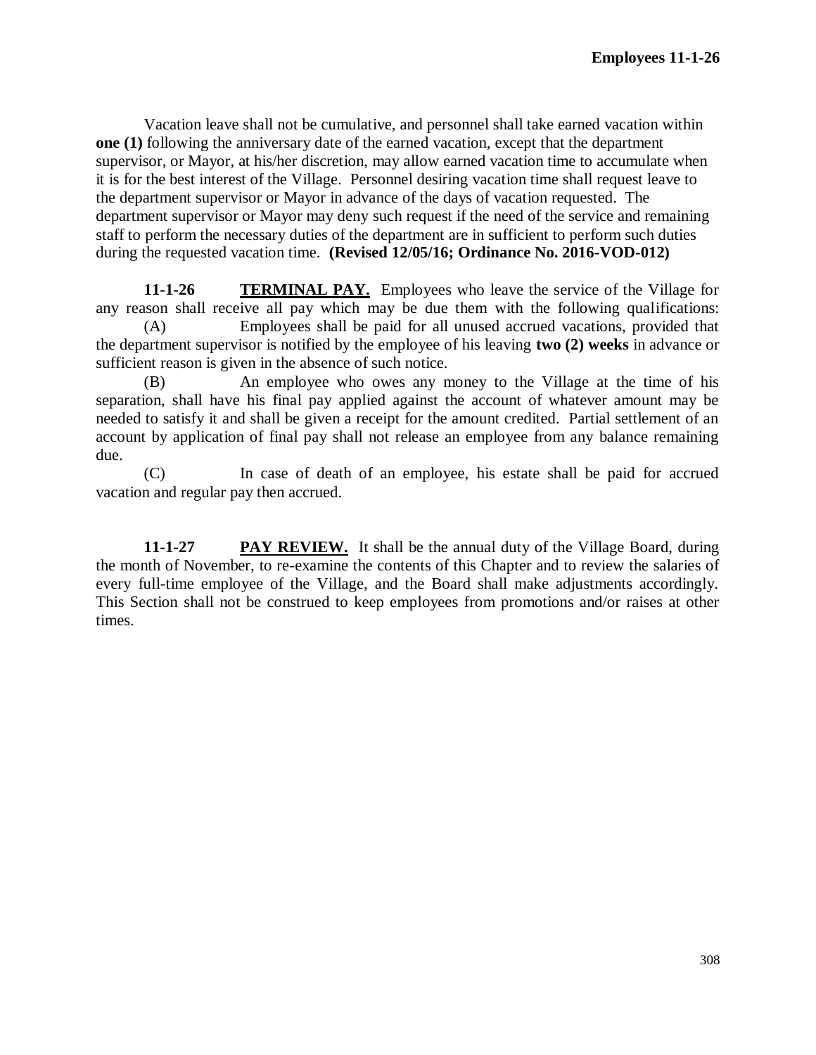Vacation leave shall not be cumulative, and personnel shall take earned vacation within **one (1)** following the anniversary date of the earned vacation, except that the department supervisor, or Mayor, at his/her discretion, may allow earned vacation time to accumulate when it is for the best interest of the Village. Personnel desiring vacation time shall request leave to the department supervisor or Mayor in advance of the days of vacation requested. The department supervisor or Mayor may deny such request if the need of the service and remaining staff to perform the necessary duties of the department are in sufficient to perform such duties during the requested vacation time. **(Revised 12/05/16; Ordinance No. 2016-VOD-012)**

**11-1-26** **TERMINAL PAY.** Employees who leave the service of the Village for any reason shall receive all pay which may be due them with the following qualifications:

(A) Employees shall be paid for all unused accrued vacations, provided that the department supervisor is notified by the employee of his leaving **two (2) weeks** in advance or sufficient reason is given in the absence of such notice.

(B) An employee who owes any money to the Village at the time of his separation, shall have his final pay applied against the account of whatever amount may be needed to satisfy it and shall be given a receipt for the amount credited. Partial settlement of an account by application of final pay shall not release an employee from any balance remaining due.

(C) In case of death of an employee, his estate shall be paid for accrued vacation and regular pay then accrued.

**11-1-27** **PAY REVIEW.** It shall be the annual duty of the Village Board, during the month of November, to re-examine the contents of this Chapter and to review the salaries of every full-time employee of the Village, and the Board shall make adjustments accordingly. This Section shall not be construed to keep employees from promotions and/or raises at other times.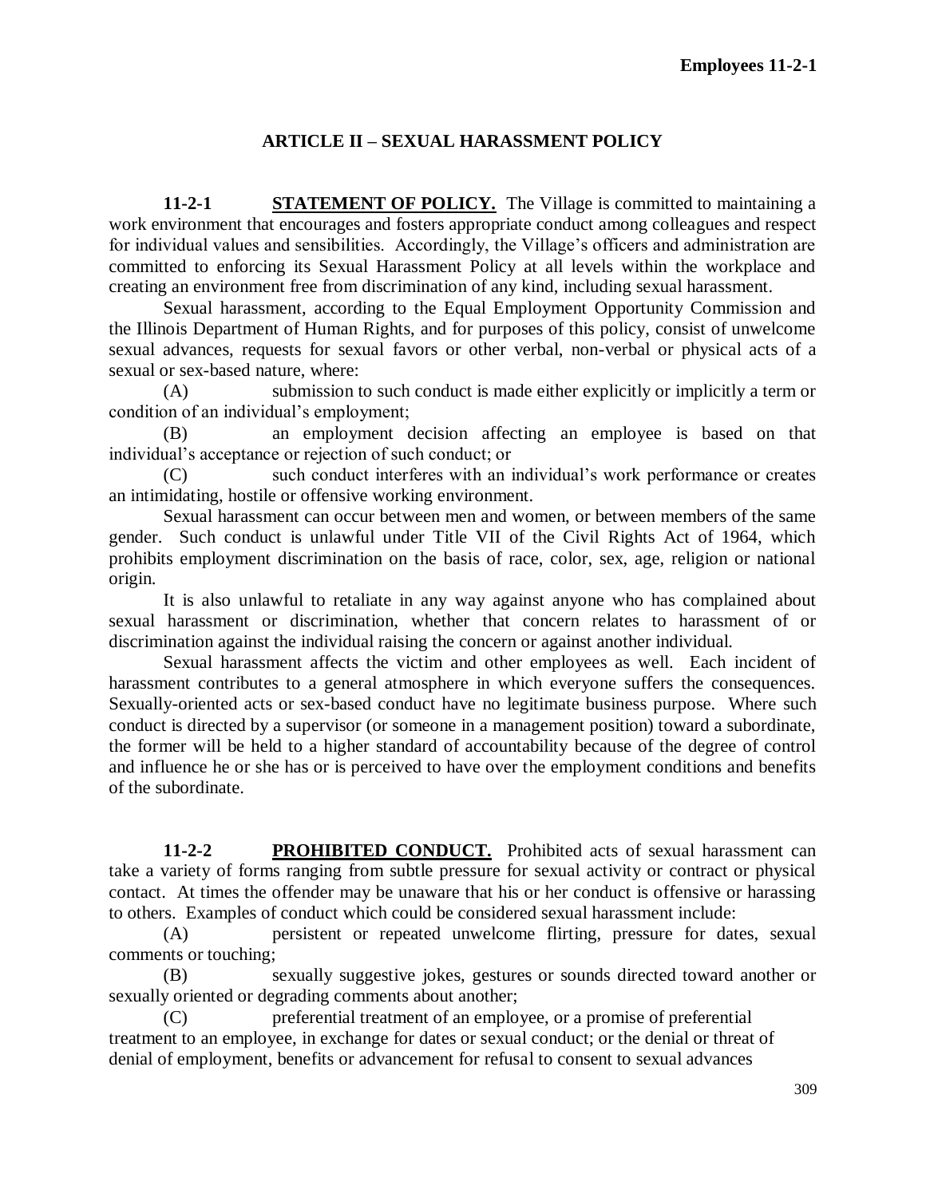## ARTICLE II – SEXUAL HARASSMENT POLICY

**11-2-1** **STATEMENT OF POLICY.** The Village is committed to maintaining a work environment that encourages and fosters appropriate conduct among colleagues and respect for individual values and sensibilities. Accordingly, the Village's officers and administration are committed to enforcing its Sexual Harassment Policy at all levels within the workplace and creating an environment free from discrimination of any kind, including sexual harassment.

Sexual harassment, according to the Equal Employment Opportunity Commission and the Illinois Department of Human Rights, and for purposes of this policy, consist of unwelcome sexual advances, requests for sexual favors or other verbal, non-verbal or physical acts of a sexual or sex-based nature, where:

(A) submission to such conduct is made either explicitly or implicitly a term or condition of an individual's employment;

(B) an employment decision affecting an employee is based on that individual's acceptance or rejection of such conduct; or

(C) such conduct interferes with an individual's work performance or creates an intimidating, hostile or offensive working environment.

Sexual harassment can occur between men and women, or between members of the same gender. Such conduct is unlawful under Title VII of the Civil Rights Act of 1964, which prohibits employment discrimination on the basis of race, color, sex, age, religion or national origin.

It is also unlawful to retaliate in any way against anyone who has complained about sexual harassment or discrimination, whether that concern relates to harassment of or discrimination against the individual raising the concern or against another individual.

Sexual harassment affects the victim and other employees as well. Each incident of harassment contributes to a general atmosphere in which everyone suffers the consequences. Sexually-oriented acts or sex-based conduct have no legitimate business purpose. Where such conduct is directed by a supervisor (or someone in a management position) toward a subordinate, the former will be held to a higher standard of accountability because of the degree of control and influence he or she has or is perceived to have over the employment conditions and benefits of the subordinate.

**11-2-2** **PROHIBITED CONDUCT.** Prohibited acts of sexual harassment can take a variety of forms ranging from subtle pressure for sexual activity or contract or physical contact. At times the offender may be unaware that his or her conduct is offensive or harassing to others. Examples of conduct which could be considered sexual harassment include:

(A) persistent or repeated unwelcome flirting, pressure for dates, sexual comments or touching;

(B) sexually suggestive jokes, gestures or sounds directed toward another or sexually oriented or degrading comments about another;

(C) preferential treatment of an employee, or a promise of preferential treatment to an employee, in exchange for dates or sexual conduct; or the denial or threat of denial of employment, benefits or advancement for refusal to consent to sexual advances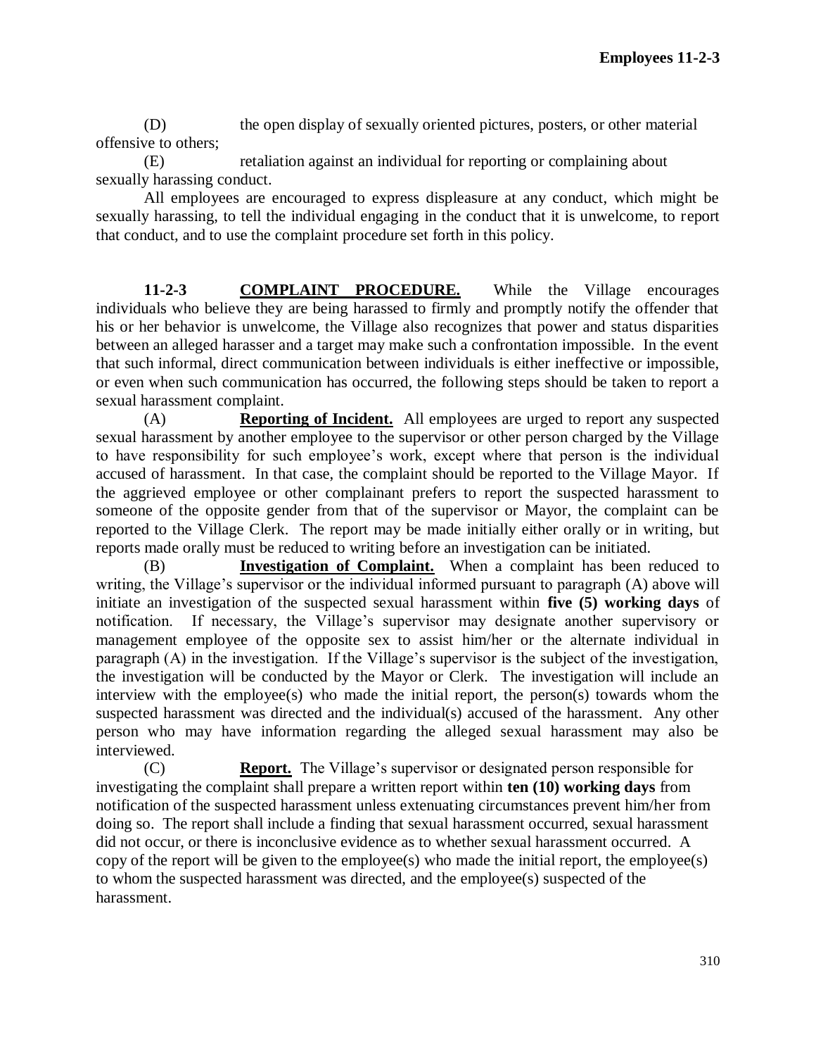(D) the open display of sexually oriented pictures, posters, or other material offensive to others;

(E) retaliation against an individual for reporting or complaining about sexually harassing conduct.

All employees are encouraged to express displeasure at any conduct, which might be sexually harassing, to tell the individual engaging in the conduct that it is unwelcome, to report that conduct, and to use the complaint procedure set forth in this policy.

**11-2-3 <u>COMPLAINT PROCEDURE.</u>** While the Village encourages individuals who believe they are being harassed to firmly and promptly notify the offender that his or her behavior is unwelcome, the Village also recognizes that power and status disparities between an alleged harasser and a target may make such a confrontation impossible. In the event that such informal, direct communication between individuals is either ineffective or impossible, or even when such communication has occurred, the following steps should be taken to report a sexual harassment complaint.

(A) **<u>Reporting of Incident.</u>** All employees are urged to report any suspected sexual harassment by another employee to the supervisor or other person charged by the Village to have responsibility for such employee's work, except where that person is the individual accused of harassment. In that case, the complaint should be reported to the Village Mayor. If the aggrieved employee or other complainant prefers to report the suspected harassment to someone of the opposite gender from that of the supervisor or Mayor, the complaint can be reported to the Village Clerk. The report may be made initially either orally or in writing, but reports made orally must be reduced to writing before an investigation can be initiated.

(B) **<u>Investigation of Complaint.</u>** When a complaint has been reduced to writing, the Village's supervisor or the individual informed pursuant to paragraph (A) above will initiate an investigation of the suspected sexual harassment within **five (5) working days** of notification. If necessary, the Village's supervisor may designate another supervisory or management employee of the opposite sex to assist him/her or the alternate individual in paragraph (A) in the investigation. If the Village's supervisor is the subject of the investigation, the investigation will be conducted by the Mayor or Clerk. The investigation will include an interview with the employee(s) who made the initial report, the person(s) towards whom the suspected harassment was directed and the individual(s) accused of the harassment. Any other person who may have information regarding the alleged sexual harassment may also be interviewed.

(C) **<u>Report.</u>** The Village's supervisor or designated person responsible for investigating the complaint shall prepare a written report within **ten (10) working days** from notification of the suspected harassment unless extenuating circumstances prevent him/her from doing so. The report shall include a finding that sexual harassment occurred, sexual harassment did not occur, or there is inconclusive evidence as to whether sexual harassment occurred. A copy of the report will be given to the employee(s) who made the initial report, the employee(s) to whom the suspected harassment was directed, and the employee(s) suspected of the harassment.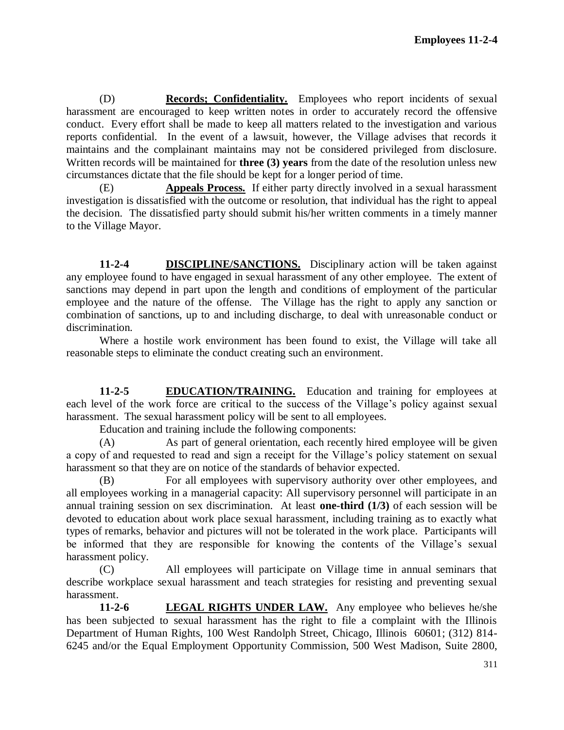(D) **Records; Confidentiality.** Employees who report incidents of sexual harassment are encouraged to keep written notes in order to accurately record the offensive conduct. Every effort shall be made to keep all matters related to the investigation and various reports confidential. In the event of a lawsuit, however, the Village advises that records it maintains and the complainant maintains may not be considered privileged from disclosure. Written records will be maintained for **three (3) years** from the date of the resolution unless new circumstances dictate that the file should be kept for a longer period of time.

(E) **Appeals Process.** If either party directly involved in a sexual harassment investigation is dissatisfied with the outcome or resolution, that individual has the right to appeal the decision. The dissatisfied party should submit his/her written comments in a timely manner to the Village Mayor.

**11-2-4 DISCIPLINE/SANCTIONS.** Disciplinary action will be taken against any employee found to have engaged in sexual harassment of any other employee. The extent of sanctions may depend in part upon the length and conditions of employment of the particular employee and the nature of the offense. The Village has the right to apply any sanction or combination of sanctions, up to and including discharge, to deal with unreasonable conduct or discrimination.

Where a hostile work environment has been found to exist, the Village will take all reasonable steps to eliminate the conduct creating such an environment.

**11-2-5 EDUCATION/TRAINING.** Education and training for employees at each level of the work force are critical to the success of the Village's policy against sexual harassment. The sexual harassment policy will be sent to all employees.

Education and training include the following components:

(A) As part of general orientation, each recently hired employee will be given a copy of and requested to read and sign a receipt for the Village's policy statement on sexual harassment so that they are on notice of the standards of behavior expected.

(B) For all employees with supervisory authority over other employees, and all employees working in a managerial capacity: All supervisory personnel will participate in an annual training session on sex discrimination. At least **one-third (1/3)** of each session will be devoted to education about work place sexual harassment, including training as to exactly what types of remarks, behavior and pictures will not be tolerated in the work place. Participants will be informed that they are responsible for knowing the contents of the Village's sexual harassment policy.

(C) All employees will participate on Village time in annual seminars that describe workplace sexual harassment and teach strategies for resisting and preventing sexual harassment.

**11-2-6 LEGAL RIGHTS UNDER LAW.** Any employee who believes he/she has been subjected to sexual harassment has the right to file a complaint with the Illinois Department of Human Rights, 100 West Randolph Street, Chicago, Illinois 60601; (312) 814-6245 and/or the Equal Employment Opportunity Commission, 500 West Madison, Suite 2800,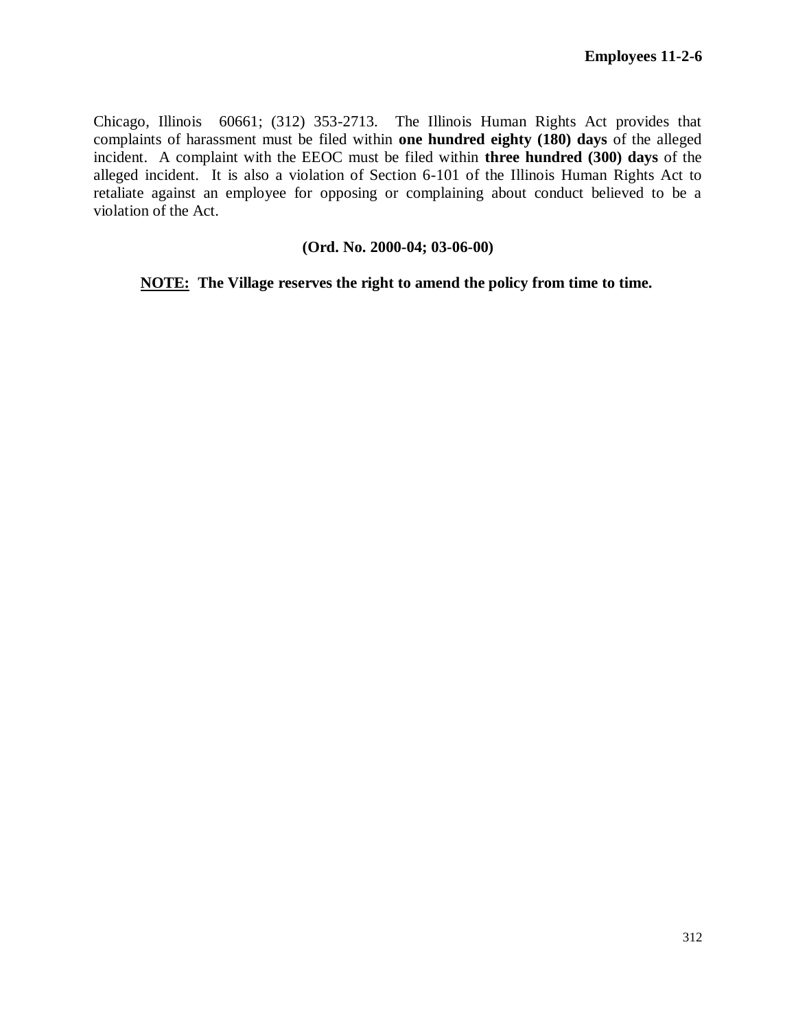Chicago, Illinois 60661; (312) 353-2713. The Illinois Human Rights Act provides that complaints of harassment must be filed within **one hundred eighty (180) days** of the alleged incident. A complaint with the EEOC must be filed within **three hundred (300) days** of the alleged incident. It is also a violation of Section 6-101 of the Illinois Human Rights Act to retaliate against an employee for opposing or complaining about conduct believed to be a violation of the Act.

**(Ord. No. 2000-04; 03-06-00)**

**NOTE: The Village reserves the right to amend the policy from time to time.**